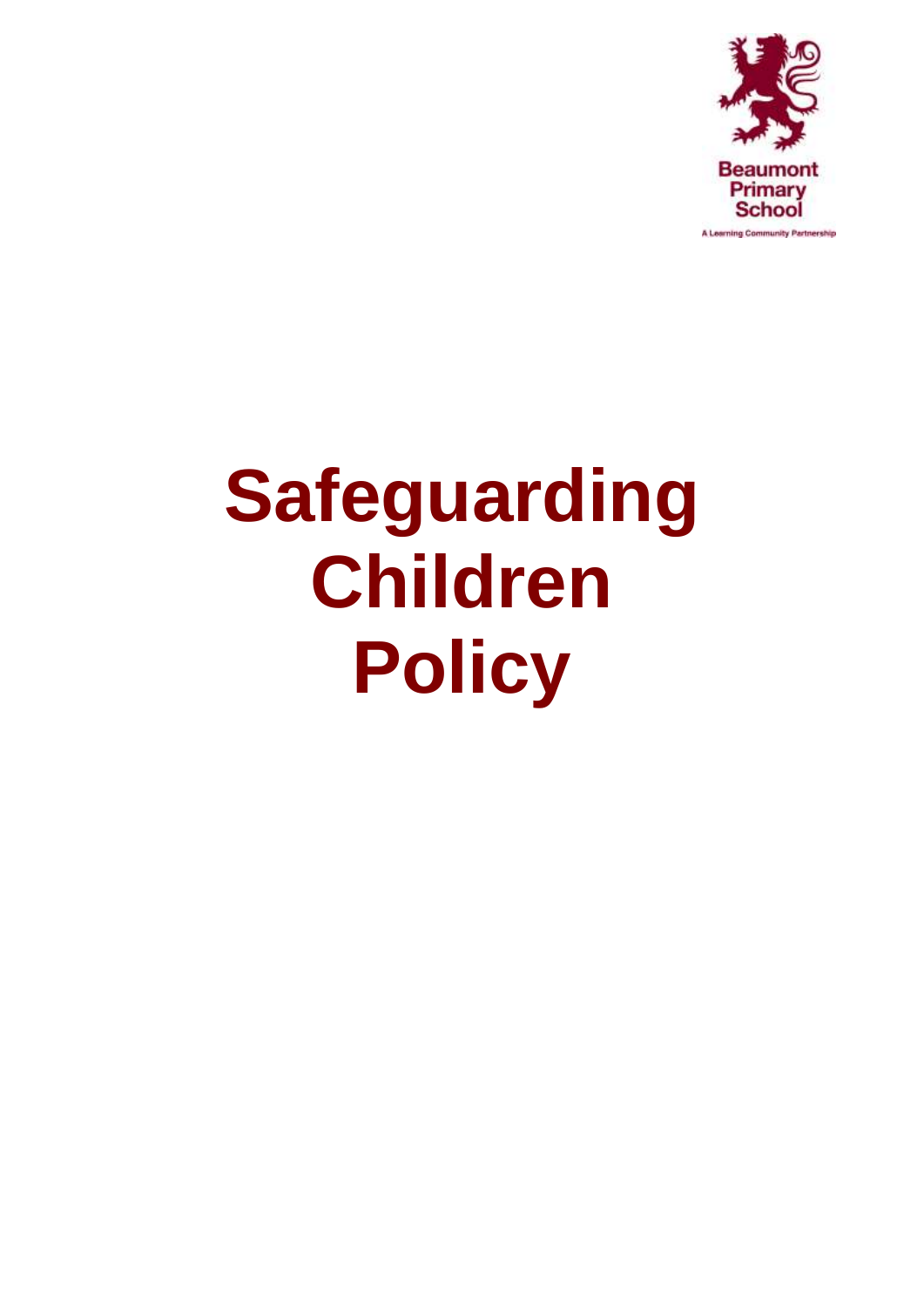Beaumont Primary School

A Learning Community Partnership

# Safeguarding Children Policy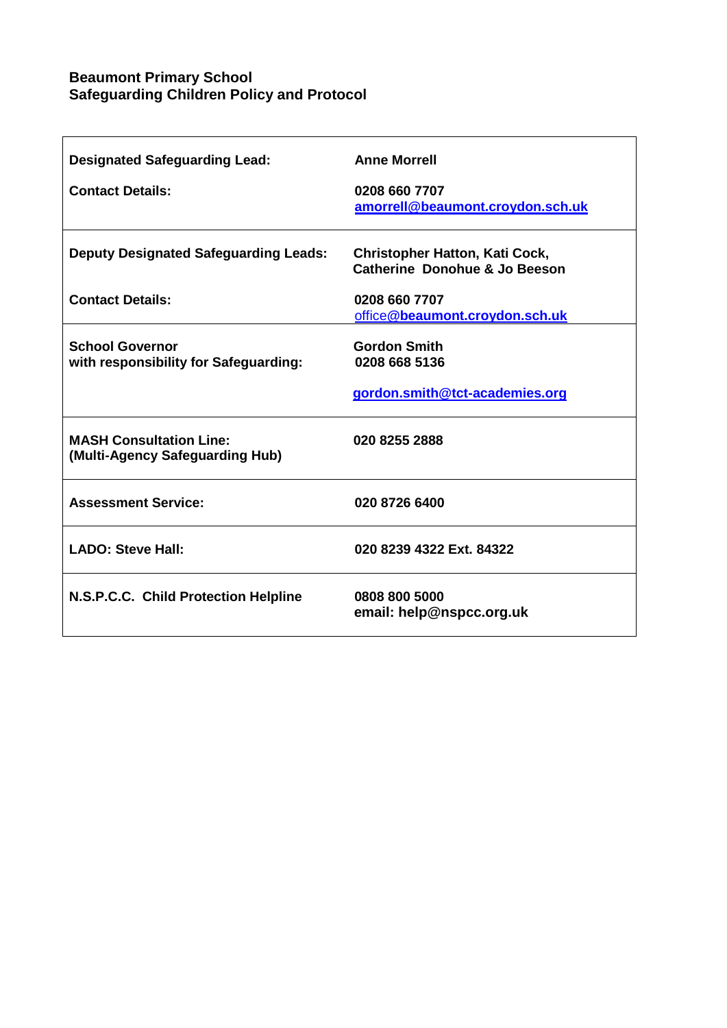**Beaumont Primary School**
**Safeguarding Children Policy and Protocol**

| | |
|---|---|
| **Designated Safeguarding Lead:** | **Anne Morrell** |
| **Contact Details:** | **0208 660 7707** <br> **amorrell@beaumont.croydon.sch.uk** |
| **Deputy Designated Safeguarding Leads:** | **Christopher Hatton, Kati Cock, Catherine Donohue & Jo Beeson** |
| **Contact Details:** | **0208 660 7707** <br> office@**beaumont.croydon.sch.uk** |
| **School Governor with responsibility for Safeguarding:** | **Gordon Smith** <br> **0208 668 5136** <br> **gordon.smith@tct-academies.org** |
| **MASH Consultation Line: (Multi-Agency Safeguarding Hub)** | **020 8255 2888** |
| **Assessment Service:** | **020 8726 6400** |
| **LADO: Steve Hall:** | **020 8239 4322 Ext. 84322** |
| **N.S.P.C.C. Child Protection Helpline** | **0808 800 5000** <br> **email: help@nspcc.org.uk** |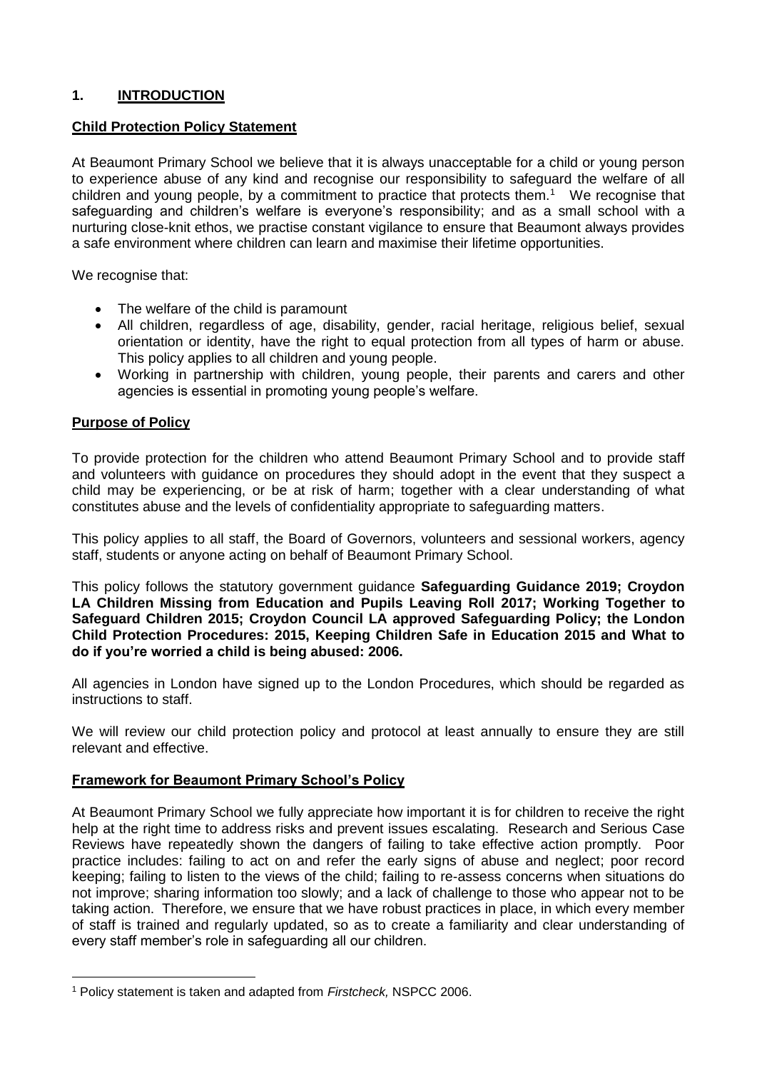## 1. INTRODUCTION

### Child Protection Policy Statement

At Beaumont Primary School we believe that it is always unacceptable for a child or young person to experience abuse of any kind and recognise our responsibility to safeguard the welfare of all children and young people, by a commitment to practice that protects them.[1] We recognise that safeguarding and children's welfare is everyone's responsibility; and as a small school with a nurturing close-knit ethos, we practise constant vigilance to ensure that Beaumont always provides a safe environment where children can learn and maximise their lifetime opportunities.

We recognise that:

- The welfare of the child is paramount
- All children, regardless of age, disability, gender, racial heritage, religious belief, sexual orientation or identity, have the right to equal protection from all types of harm or abuse. This policy applies to all children and young people.
- Working in partnership with children, young people, their parents and carers and other agencies is essential in promoting young people's welfare.

### Purpose of Policy

To provide protection for the children who attend Beaumont Primary School and to provide staff and volunteers with guidance on procedures they should adopt in the event that they suspect a child may be experiencing, or be at risk of harm; together with a clear understanding of what constitutes abuse and the levels of confidentiality appropriate to safeguarding matters.

This policy applies to all staff, the Board of Governors, volunteers and sessional workers, agency staff, students or anyone acting on behalf of Beaumont Primary School.

This policy follows the statutory government guidance **Safeguarding Guidance 2019; Croydon LA Children Missing from Education and Pupils Leaving Roll 2017; Working Together to Safeguard Children 2015; Croydon Council LA approved Safeguarding Policy; the London Child Protection Procedures: 2015, Keeping Children Safe in Education 2015 and What to do if you're worried a child is being abused: 2006.**

All agencies in London have signed up to the London Procedures, which should be regarded as instructions to staff.

We will review our child protection policy and protocol at least annually to ensure they are still relevant and effective.

### Framework for Beaumont Primary School's Policy

At Beaumont Primary School we fully appreciate how important it is for children to receive the right help at the right time to address risks and prevent issues escalating. Research and Serious Case Reviews have repeatedly shown the dangers of failing to take effective action promptly. Poor practice includes: failing to act on and refer the early signs of abuse and neglect; poor record keeping; failing to listen to the views of the child; failing to re-assess concerns when situations do not improve; sharing information too slowly; and a lack of challenge to those who appear not to be taking action. Therefore, we ensure that we have robust practices in place, in which every member of staff is trained and regularly updated, so as to create a familiarity and clear understanding of every staff member's role in safeguarding all our children.

---

[1] Policy statement is taken and adapted from *Firstcheck,* NSPCC 2006.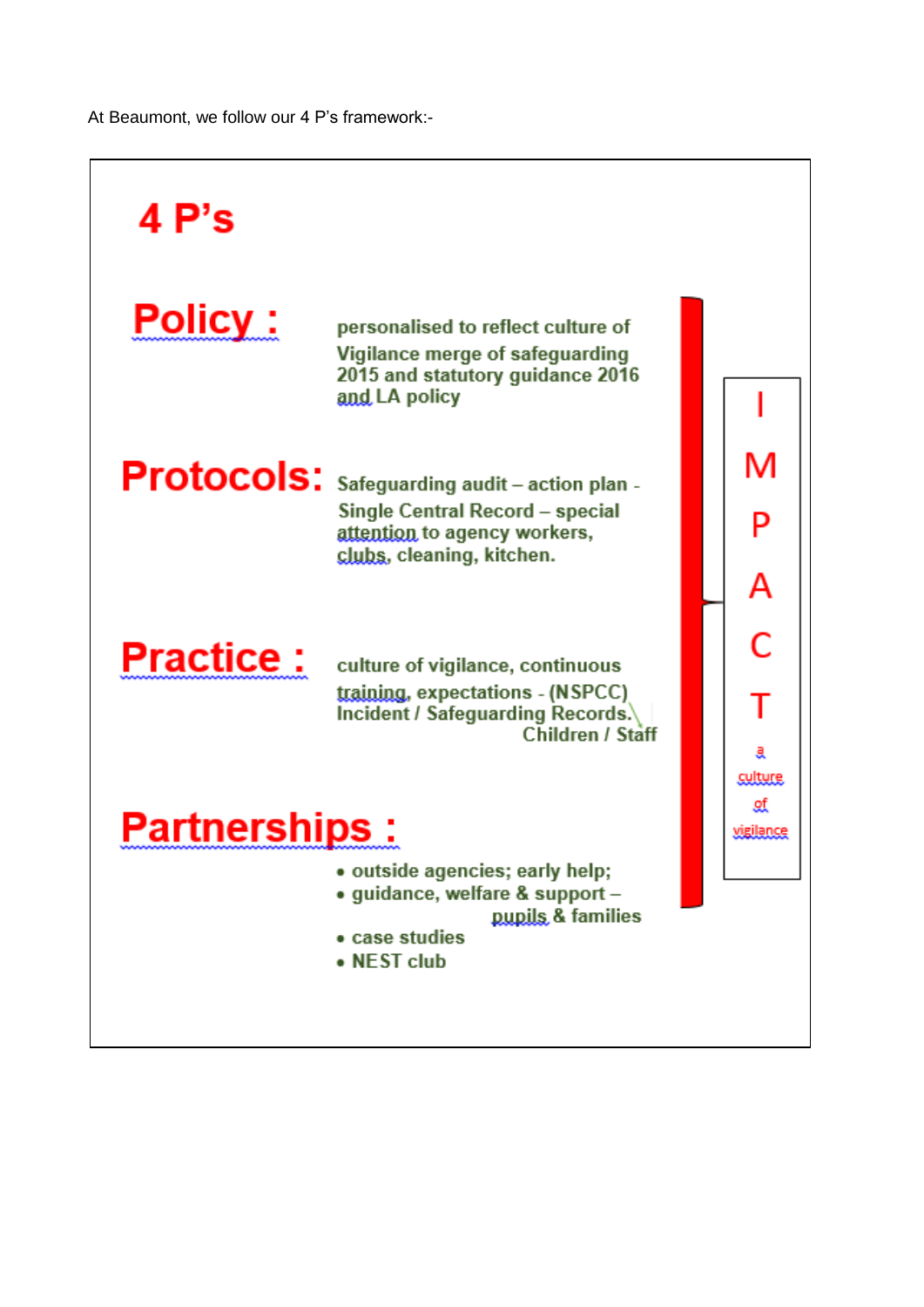At Beaumont, we follow our 4 P's framework:-

# 4 P's

## Policy :

personalised to reflect culture of Vigilance merge of safeguarding 2015 and statutory guidance 2016 and LA policy

## Protocols:

Safeguarding audit – action plan - Single Central Record – special attention to agency workers, clubs, cleaning, kitchen.

## Practice :

culture of vigilance, continuous training, expectations - (NSPCC) Incident / Safeguarding Records. Children / Staff

## Partnerships :

- outside agencies; early help;
- guidance, welfare & support – pupils & families
- case studies
- NEST club

**IMPACT**

a culture of vigilance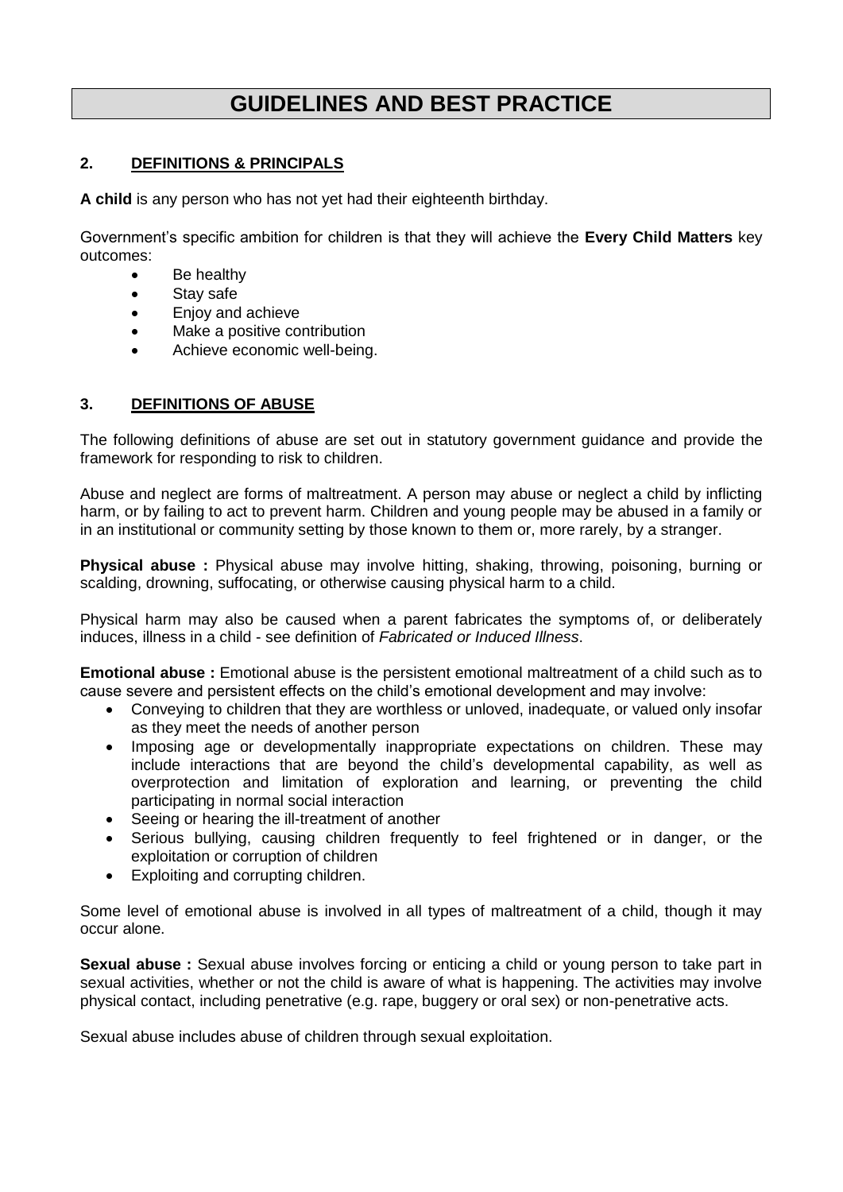# GUIDELINES AND BEST PRACTICE

## 2. DEFINITIONS & PRINCIPALS

**A child** is any person who has not yet had their eighteenth birthday.

Government's specific ambition for children is that they will achieve the **Every Child Matters** key outcomes:

- Be healthy
- Stay safe
- Enjoy and achieve
- Make a positive contribution
- Achieve economic well-being.

## 3. DEFINITIONS OF ABUSE

The following definitions of abuse are set out in statutory government guidance and provide the framework for responding to risk to children.

Abuse and neglect are forms of maltreatment. A person may abuse or neglect a child by inflicting harm, or by failing to act to prevent harm. Children and young people may be abused in a family or in an institutional or community setting by those known to them or, more rarely, by a stranger.

**Physical abuse :** Physical abuse may involve hitting, shaking, throwing, poisoning, burning or scalding, drowning, suffocating, or otherwise causing physical harm to a child.

Physical harm may also be caused when a parent fabricates the symptoms of, or deliberately induces, illness in a child - see definition of *Fabricated or Induced Illness*.

**Emotional abuse :** Emotional abuse is the persistent emotional maltreatment of a child such as to cause severe and persistent effects on the child's emotional development and may involve:

- Conveying to children that they are worthless or unloved, inadequate, or valued only insofar as they meet the needs of another person
- Imposing age or developmentally inappropriate expectations on children. These may include interactions that are beyond the child's developmental capability, as well as overprotection and limitation of exploration and learning, or preventing the child participating in normal social interaction
- Seeing or hearing the ill-treatment of another
- Serious bullying, causing children frequently to feel frightened or in danger, or the exploitation or corruption of children
- Exploiting and corrupting children.

Some level of emotional abuse is involved in all types of maltreatment of a child, though it may occur alone.

**Sexual abuse :** Sexual abuse involves forcing or enticing a child or young person to take part in sexual activities, whether or not the child is aware of what is happening. The activities may involve physical contact, including penetrative (e.g. rape, buggery or oral sex) or non-penetrative acts.

Sexual abuse includes abuse of children through sexual exploitation.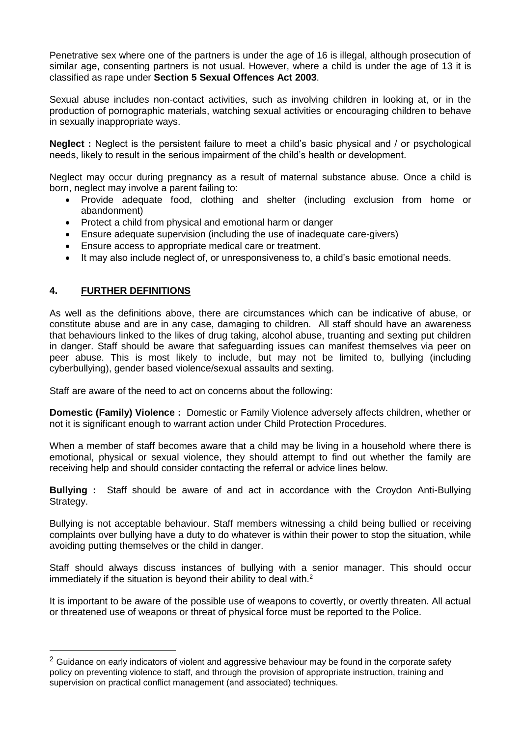Penetrative sex where one of the partners is under the age of 16 is illegal, although prosecution of similar age, consenting partners is not usual. However, where a child is under the age of 13 it is classified as rape under **Section 5 Sexual Offences Act 2003**.

Sexual abuse includes non-contact activities, such as involving children in looking at, or in the production of pornographic materials, watching sexual activities or encouraging children to behave in sexually inappropriate ways.

**Neglect :** Neglect is the persistent failure to meet a child's basic physical and / or psychological needs, likely to result in the serious impairment of the child's health or development.

Neglect may occur during pregnancy as a result of maternal substance abuse. Once a child is born, neglect may involve a parent failing to:

- Provide adequate food, clothing and shelter (including exclusion from home or abandonment)
- Protect a child from physical and emotional harm or danger
- Ensure adequate supervision (including the use of inadequate care-givers)
- Ensure access to appropriate medical care or treatment.
- It may also include neglect of, or unresponsiveness to, a child's basic emotional needs.

## 4. FURTHER DEFINITIONS

As well as the definitions above, there are circumstances which can be indicative of abuse, or constitute abuse and are in any case, damaging to children. All staff should have an awareness that behaviours linked to the likes of drug taking, alcohol abuse, truanting and sexting put children in danger. Staff should be aware that safeguarding issues can manifest themselves via peer on peer abuse. This is most likely to include, but may not be limited to, bullying (including cyberbullying), gender based violence/sexual assaults and sexting.

Staff are aware of the need to act on concerns about the following:

**Domestic (Family) Violence :** Domestic or Family Violence adversely affects children, whether or not it is significant enough to warrant action under Child Protection Procedures.

When a member of staff becomes aware that a child may be living in a household where there is emotional, physical or sexual violence, they should attempt to find out whether the family are receiving help and should consider contacting the referral or advice lines below.

**Bullying :** Staff should be aware of and act in accordance with the Croydon Anti-Bullying Strategy.

Bullying is not acceptable behaviour. Staff members witnessing a child being bullied or receiving complaints over bullying have a duty to do whatever is within their power to stop the situation, while avoiding putting themselves or the child in danger.

Staff should always discuss instances of bullying with a senior manager. This should occur immediately if the situation is beyond their ability to deal with.[2]

It is important to be aware of the possible use of weapons to covertly, or overtly threaten. All actual or threatened use of weapons or threat of physical force must be reported to the Police.

[2] Guidance on early indicators of violent and aggressive behaviour may be found in the corporate safety policy on preventing violence to staff, and through the provision of appropriate instruction, training and supervision on practical conflict management (and associated) techniques.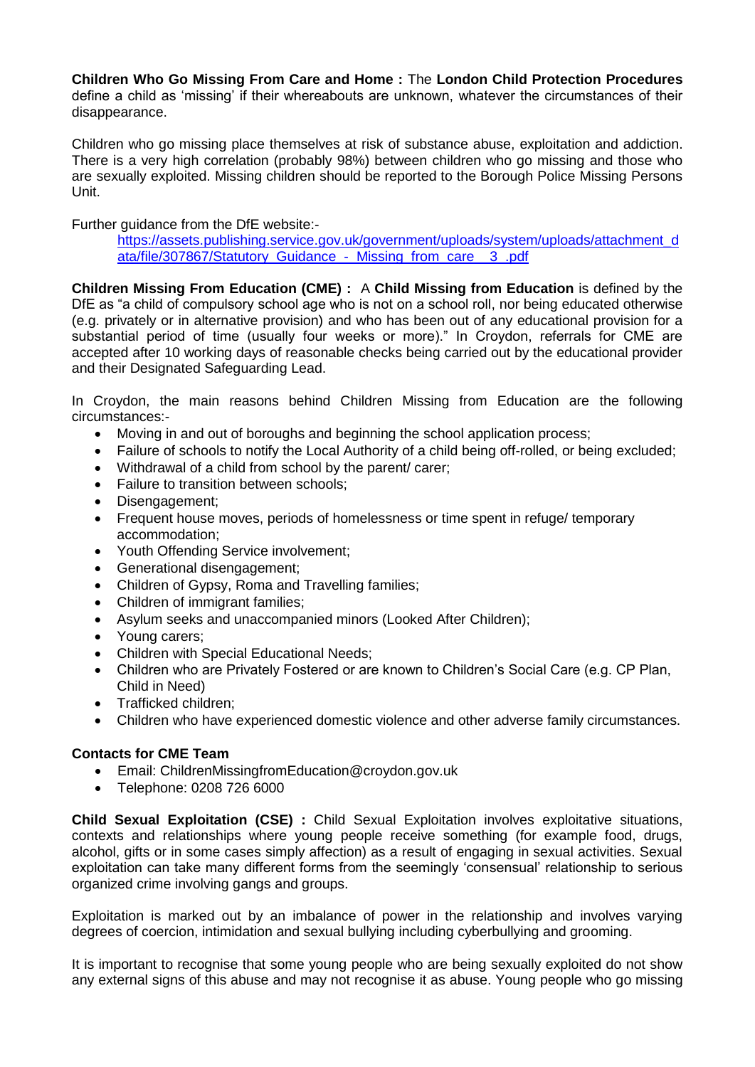**Children Who Go Missing From Care and Home :** The **London Child Protection Procedures** define a child as 'missing' if their whereabouts are unknown, whatever the circumstances of their disappearance.

Children who go missing place themselves at risk of substance abuse, exploitation and addiction. There is a very high correlation (probably 98%) between children who go missing and those who are sexually exploited. Missing children should be reported to the Borough Police Missing Persons Unit.

Further guidance from the DfE website:-

> https://assets.publishing.service.gov.uk/government/uploads/system/uploads/attachment_data/file/307867/Statutory_Guidance_-_Missing_from_care__3_.pdf

**Children Missing From Education (CME) :** A **Child Missing from Education** is defined by the DfE as "a child of compulsory school age who is not on a school roll, nor being educated otherwise (e.g. privately or in alternative provision) and who has been out of any educational provision for a substantial period of time (usually four weeks or more)." In Croydon, referrals for CME are accepted after 10 working days of reasonable checks being carried out by the educational provider and their Designated Safeguarding Lead.

In Croydon, the main reasons behind Children Missing from Education are the following circumstances:-

- Moving in and out of boroughs and beginning the school application process;
- Failure of schools to notify the Local Authority of a child being off-rolled, or being excluded;
- Withdrawal of a child from school by the parent/ carer;
- Failure to transition between schools;
- Disengagement;
- Frequent house moves, periods of homelessness or time spent in refuge/ temporary accommodation;
- Youth Offending Service involvement;
- Generational disengagement;
- Children of Gypsy, Roma and Travelling families;
- Children of immigrant families;
- Asylum seeks and unaccompanied minors (Looked After Children);
- Young carers;
- Children with Special Educational Needs;
- Children who are Privately Fostered or are known to Children's Social Care (e.g. CP Plan, Child in Need)
- Trafficked children;
- Children who have experienced domestic violence and other adverse family circumstances.

**Contacts for CME Team**

- Email: ChildrenMissingfromEducation@croydon.gov.uk
- Telephone: 0208 726 6000

**Child Sexual Exploitation (CSE) :** Child Sexual Exploitation involves exploitative situations, contexts and relationships where young people receive something (for example food, drugs, alcohol, gifts or in some cases simply affection) as a result of engaging in sexual activities. Sexual exploitation can take many different forms from the seemingly 'consensual' relationship to serious organized crime involving gangs and groups.

Exploitation is marked out by an imbalance of power in the relationship and involves varying degrees of coercion, intimidation and sexual bullying including cyberbullying and grooming.

It is important to recognise that some young people who are being sexually exploited do not show any external signs of this abuse and may not recognise it as abuse. Young people who go missing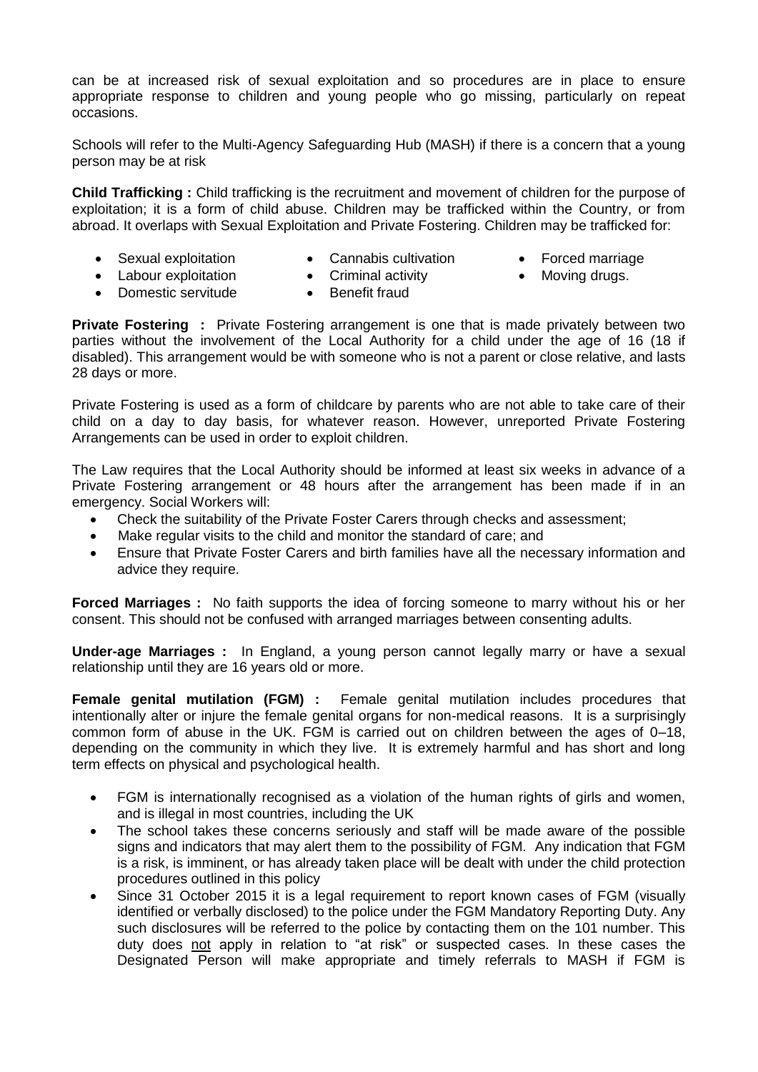can be at increased risk of sexual exploitation and so procedures are in place to ensure appropriate response to children and young people who go missing, particularly on repeat occasions.

Schools will refer to the Multi-Agency Safeguarding Hub (MASH) if there is a concern that a young person may be at risk

**Child Trafficking :** Child trafficking is the recruitment and movement of children for the purpose of exploitation; it is a form of child abuse. Children may be trafficked within the Country, or from abroad. It overlaps with Sexual Exploitation and Private Fostering. Children may be trafficked for:

- Sexual exploitation
- Labour exploitation
- Domestic servitude
- Cannabis cultivation
- Criminal activity
- Benefit fraud
- Forced marriage
- Moving drugs.

**Private Fostering :** Private Fostering arrangement is one that is made privately between two parties without the involvement of the Local Authority for a child under the age of 16 (18 if disabled). This arrangement would be with someone who is not a parent or close relative, and lasts 28 days or more.

Private Fostering is used as a form of childcare by parents who are not able to take care of their child on a day to day basis, for whatever reason. However, unreported Private Fostering Arrangements can be used in order to exploit children.

The Law requires that the Local Authority should be informed at least six weeks in advance of a Private Fostering arrangement or 48 hours after the arrangement has been made if in an emergency. Social Workers will:

- Check the suitability of the Private Foster Carers through checks and assessment;
- Make regular visits to the child and monitor the standard of care; and
- Ensure that Private Foster Carers and birth families have all the necessary information and advice they require.

**Forced Marriages :** No faith supports the idea of forcing someone to marry without his or her consent. This should not be confused with arranged marriages between consenting adults.

**Under-age Marriages :** In England, a young person cannot legally marry or have a sexual relationship until they are 16 years old or more.

**Female genital mutilation (FGM) :** Female genital mutilation includes procedures that intentionally alter or injure the female genital organs for non-medical reasons. It is a surprisingly common form of abuse in the UK. FGM is carried out on children between the ages of 0–18, depending on the community in which they live. It is extremely harmful and has short and long term effects on physical and psychological health.

- FGM is internationally recognised as a violation of the human rights of girls and women, and is illegal in most countries, including the UK
- The school takes these concerns seriously and staff will be made aware of the possible signs and indicators that may alert them to the possibility of FGM. Any indication that FGM is a risk, is imminent, or has already taken place will be dealt with under the child protection procedures outlined in this policy
- Since 31 October 2015 it is a legal requirement to report known cases of FGM (visually identified or verbally disclosed) to the police under the FGM Mandatory Reporting Duty. Any such disclosures will be referred to the police by contacting them on the 101 number. This duty does not apply in relation to "at risk" or suspected cases. In these cases the Designated Person will make appropriate and timely referrals to MASH if FGM is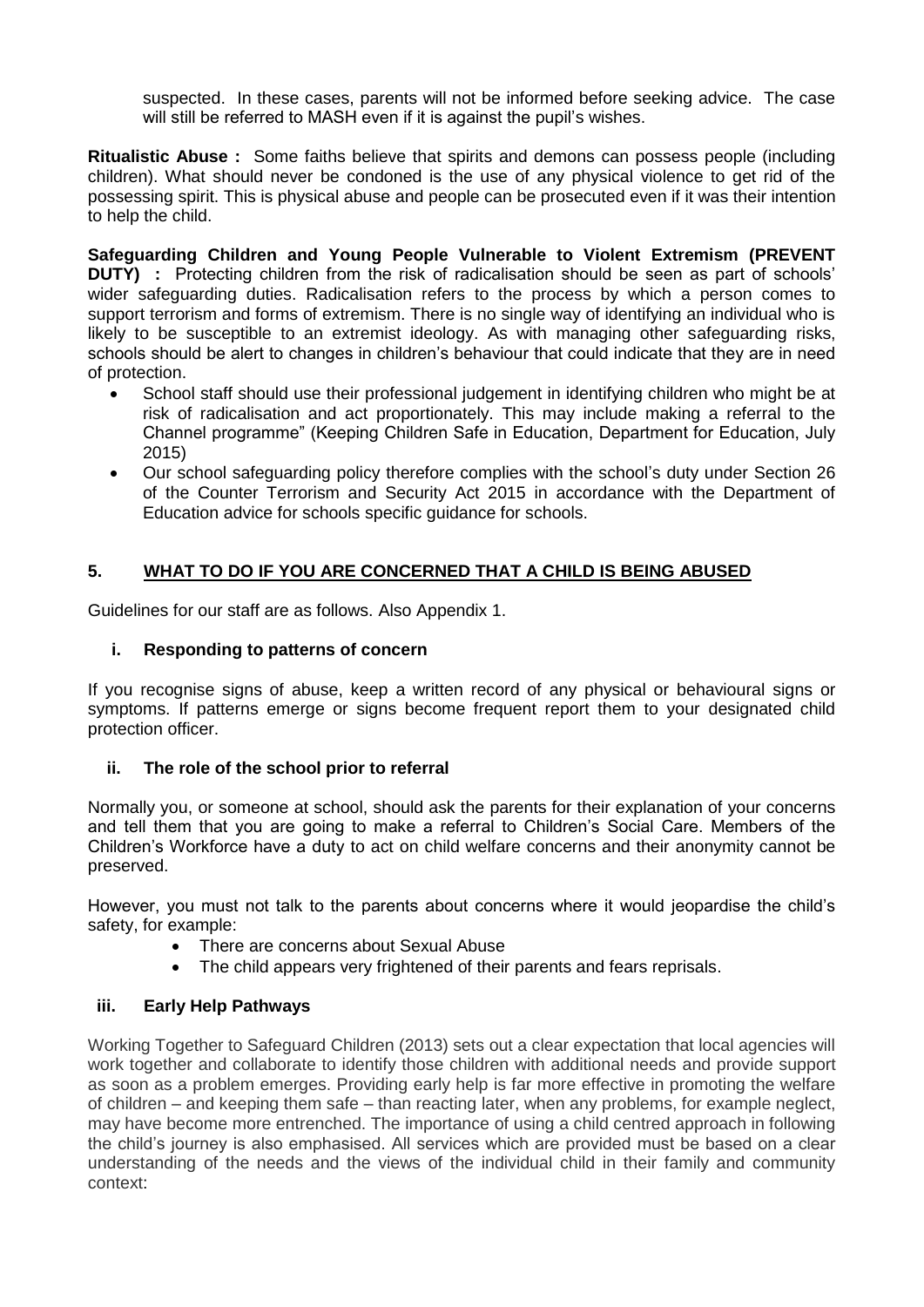suspected. In these cases, parents will not be informed before seeking advice. The case will still be referred to MASH even if it is against the pupil's wishes.

**Ritualistic Abuse :** Some faiths believe that spirits and demons can possess people (including children). What should never be condoned is the use of any physical violence to get rid of the possessing spirit. This is physical abuse and people can be prosecuted even if it was their intention to help the child.

**Safeguarding Children and Young People Vulnerable to Violent Extremism (PREVENT DUTY) :** Protecting children from the risk of radicalisation should be seen as part of schools' wider safeguarding duties. Radicalisation refers to the process by which a person comes to support terrorism and forms of extremism. There is no single way of identifying an individual who is likely to be susceptible to an extremist ideology. As with managing other safeguarding risks, schools should be alert to changes in children's behaviour that could indicate that they are in need of protection.

- School staff should use their professional judgement in identifying children who might be at risk of radicalisation and act proportionately. This may include making a referral to the Channel programme" (Keeping Children Safe in Education, Department for Education, July 2015)
- Our school safeguarding policy therefore complies with the school's duty under Section 26 of the Counter Terrorism and Security Act 2015 in accordance with the Department of Education advice for schools specific guidance for schools.

## 5. WHAT TO DO IF YOU ARE CONCERNED THAT A CHILD IS BEING ABUSED

Guidelines for our staff are as follows. Also Appendix 1.

### i. Responding to patterns of concern

If you recognise signs of abuse, keep a written record of any physical or behavioural signs or symptoms. If patterns emerge or signs become frequent report them to your designated child protection officer.

### ii. The role of the school prior to referral

Normally you, or someone at school, should ask the parents for their explanation of your concerns and tell them that you are going to make a referral to Children's Social Care. Members of the Children's Workforce have a duty to act on child welfare concerns and their anonymity cannot be preserved.

However, you must not talk to the parents about concerns where it would jeopardise the child's safety, for example:

- There are concerns about Sexual Abuse
- The child appears very frightened of their parents and fears reprisals.

### iii. Early Help Pathways

Working Together to Safeguard Children (2013) sets out a clear expectation that local agencies will work together and collaborate to identify those children with additional needs and provide support as soon as a problem emerges. Providing early help is far more effective in promoting the welfare of children – and keeping them safe – than reacting later, when any problems, for example neglect, may have become more entrenched. The importance of using a child centred approach in following the child's journey is also emphasised. All services which are provided must be based on a clear understanding of the needs and the views of the individual child in their family and community context: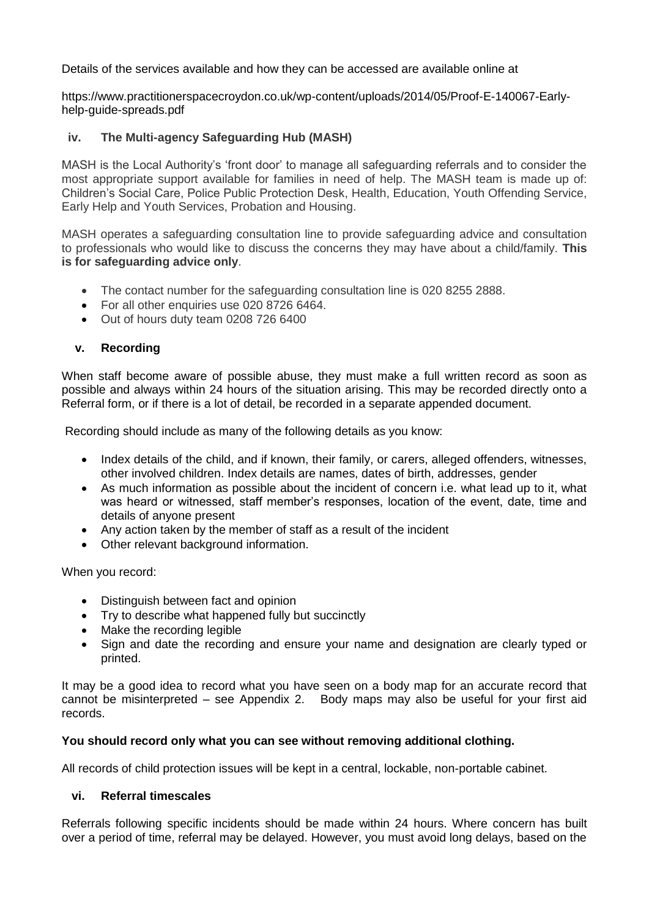Details of the services available and how they can be accessed are available online at

https://www.practitionerspacecroydon.co.uk/wp-content/uploads/2014/05/Proof-E-140067-Early-help-guide-spreads.pdf

### iv. The Multi-agency Safeguarding Hub (MASH)

MASH is the Local Authority's 'front door' to manage all safeguarding referrals and to consider the most appropriate support available for families in need of help. The MASH team is made up of: Children's Social Care, Police Public Protection Desk, Health, Education, Youth Offending Service, Early Help and Youth Services, Probation and Housing.

MASH operates a safeguarding consultation line to provide safeguarding advice and consultation to professionals who would like to discuss the concerns they may have about a child/family. **This is for safeguarding advice only**.

- The contact number for the safeguarding consultation line is 020 8255 2888.
- For all other enquiries use 020 8726 6464.
- Out of hours duty team 0208 726 6400

### v. Recording

When staff become aware of possible abuse, they must make a full written record as soon as possible and always within 24 hours of the situation arising. This may be recorded directly onto a Referral form, or if there is a lot of detail, be recorded in a separate appended document.

Recording should include as many of the following details as you know:

- Index details of the child, and if known, their family, or carers, alleged offenders, witnesses, other involved children. Index details are names, dates of birth, addresses, gender
- As much information as possible about the incident of concern i.e. what lead up to it, what was heard or witnessed, staff member's responses, location of the event, date, time and details of anyone present
- Any action taken by the member of staff as a result of the incident
- Other relevant background information.

When you record:

- Distinguish between fact and opinion
- Try to describe what happened fully but succinctly
- Make the recording legible
- Sign and date the recording and ensure your name and designation are clearly typed or printed.

It may be a good idea to record what you have seen on a body map for an accurate record that cannot be misinterpreted – see Appendix 2. Body maps may also be useful for your first aid records.

**You should record only what you can see without removing additional clothing.**

All records of child protection issues will be kept in a central, lockable, non-portable cabinet.

### vi. Referral timescales

Referrals following specific incidents should be made within 24 hours. Where concern has built over a period of time, referral may be delayed. However, you must avoid long delays, based on the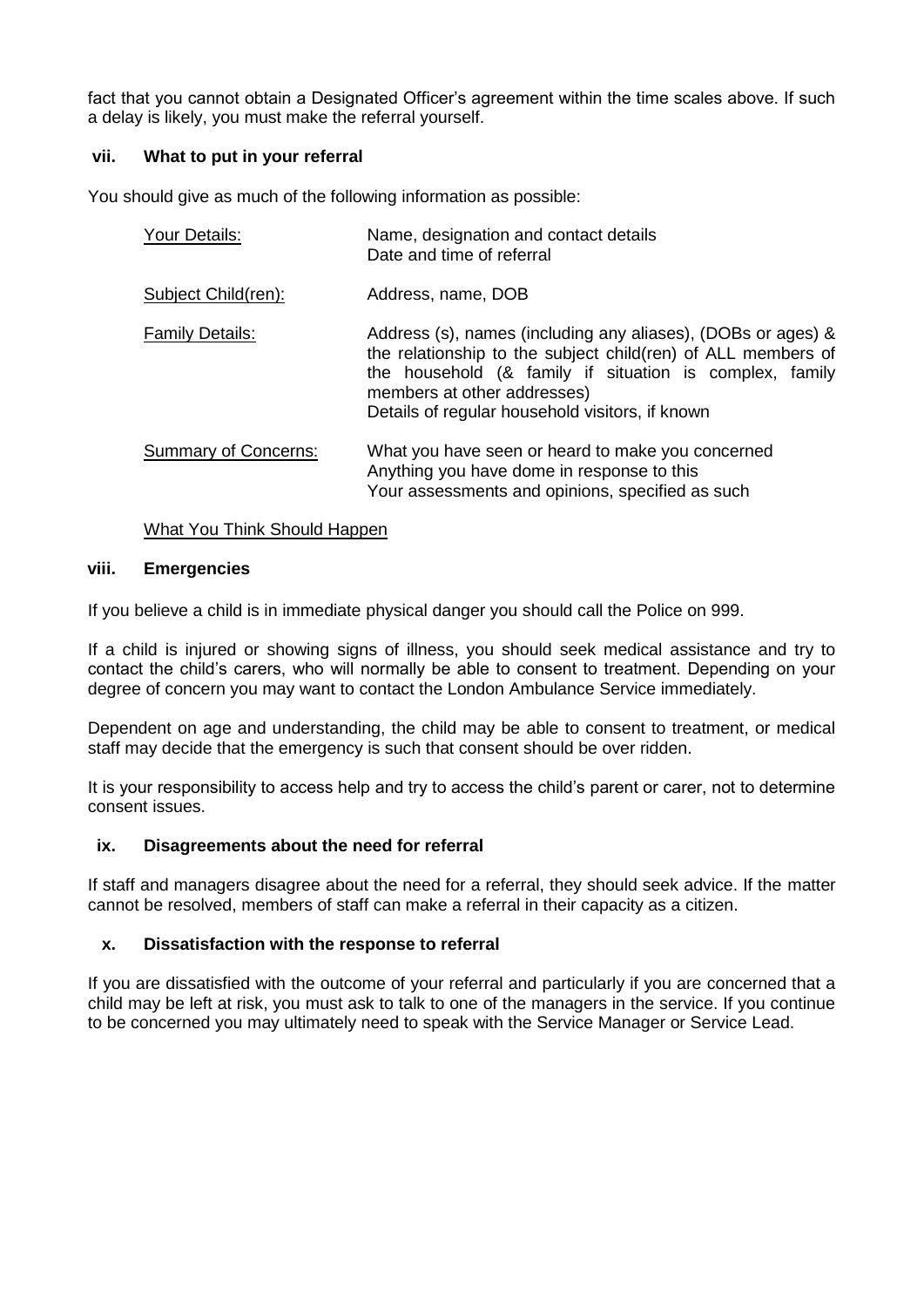fact that you cannot obtain a Designated Officer's agreement within the time scales above. If such a delay is likely, you must make the referral yourself.

### vii. What to put in your referral

You should give as much of the following information as possible:

| | |
|---|---|
| <u>Your Details:</u> | Name, designation and contact details<br>Date and time of referral |
| <u>Subject Child(ren):</u> | Address, name, DOB |
| <u>Family Details:</u> | Address (s), names (including any aliases), (DOBs or ages) & the relationship to the subject child(ren) of ALL members of the household (& family if situation is complex, family members at other addresses)<br>Details of regular household visitors, if known |
| <u>Summary of Concerns:</u> | What you have seen or heard to make you concerned<br>Anything you have dome in response to this<br>Your assessments and opinions, specified as such |

<u>What You Think Should Happen</u>

### viii. Emergencies

If you believe a child is in immediate physical danger you should call the Police on 999.

If a child is injured or showing signs of illness, you should seek medical assistance and try to contact the child's carers, who will normally be able to consent to treatment. Depending on your degree of concern you may want to contact the London Ambulance Service immediately.

Dependent on age and understanding, the child may be able to consent to treatment, or medical staff may decide that the emergency is such that consent should be over ridden.

It is your responsibility to access help and try to access the child's parent or carer, not to determine consent issues.

### ix. Disagreements about the need for referral

If staff and managers disagree about the need for a referral, they should seek advice. If the matter cannot be resolved, members of staff can make a referral in their capacity as a citizen.

### x. Dissatisfaction with the response to referral

If you are dissatisfied with the outcome of your referral and particularly if you are concerned that a child may be left at risk, you must ask to talk to one of the managers in the service. If you continue to be concerned you may ultimately need to speak with the Service Manager or Service Lead.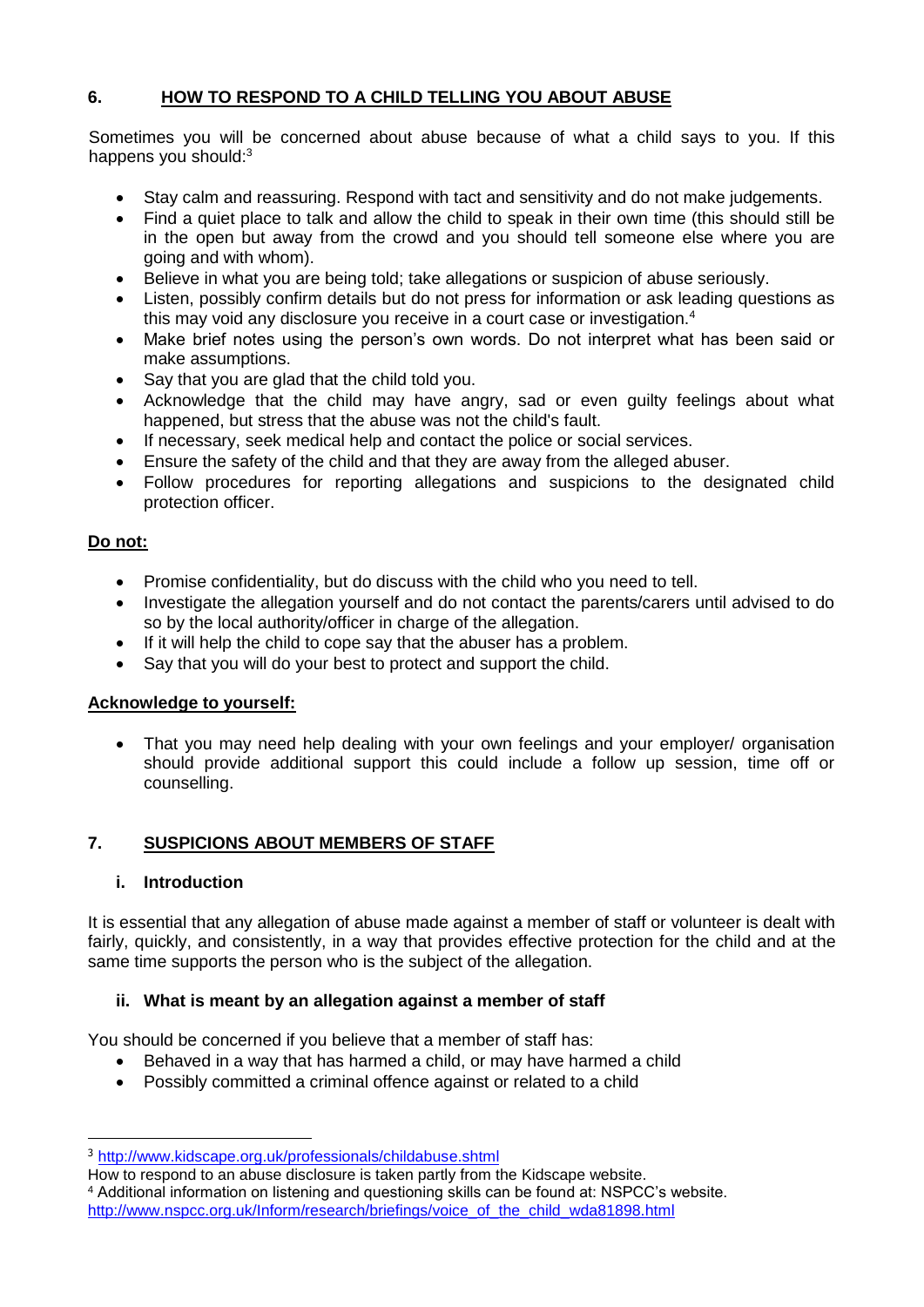## 6. HOW TO RESPOND TO A CHILD TELLING YOU ABOUT ABUSE

Sometimes you will be concerned about abuse because of what a child says to you. If this happens you should:[3]

- Stay calm and reassuring. Respond with tact and sensitivity and do not make judgements.
- Find a quiet place to talk and allow the child to speak in their own time (this should still be in the open but away from the crowd and you should tell someone else where you are going and with whom).
- Believe in what you are being told; take allegations or suspicion of abuse seriously.
- Listen, possibly confirm details but do not press for information or ask leading questions as this may void any disclosure you receive in a court case or investigation.[4]
- Make brief notes using the person's own words. Do not interpret what has been said or make assumptions.
- Say that you are glad that the child told you.
- Acknowledge that the child may have angry, sad or even guilty feelings about what happened, but stress that the abuse was not the child's fault.
- If necessary, seek medical help and contact the police or social services.
- Ensure the safety of the child and that they are away from the alleged abuser.
- Follow procedures for reporting allegations and suspicions to the designated child protection officer.

**Do not:**

- Promise confidentiality, but do discuss with the child who you need to tell.
- Investigate the allegation yourself and do not contact the parents/carers until advised to do so by the local authority/officer in charge of the allegation.
- If it will help the child to cope say that the abuser has a problem.
- Say that you will do your best to protect and support the child.

**Acknowledge to yourself:**

- That you may need help dealing with your own feelings and your employer/ organisation should provide additional support this could include a follow up session, time off or counselling.

## 7. SUSPICIONS ABOUT MEMBERS OF STAFF

### i. Introduction

It is essential that any allegation of abuse made against a member of staff or volunteer is dealt with fairly, quickly, and consistently, in a way that provides effective protection for the child and at the same time supports the person who is the subject of the allegation.

### ii. What is meant by an allegation against a member of staff

You should be concerned if you believe that a member of staff has:

- Behaved in a way that has harmed a child, or may have harmed a child
- Possibly committed a criminal offence against or related to a child

---

[3] http://www.kidscape.org.uk/professionals/childabuse.shtml
How to respond to an abuse disclosure is taken partly from the Kidscape website.

[4] Additional information on listening and questioning skills can be found at: NSPCC's website. http://www.nspcc.org.uk/Inform/research/briefings/voice_of_the_child_wda81898.html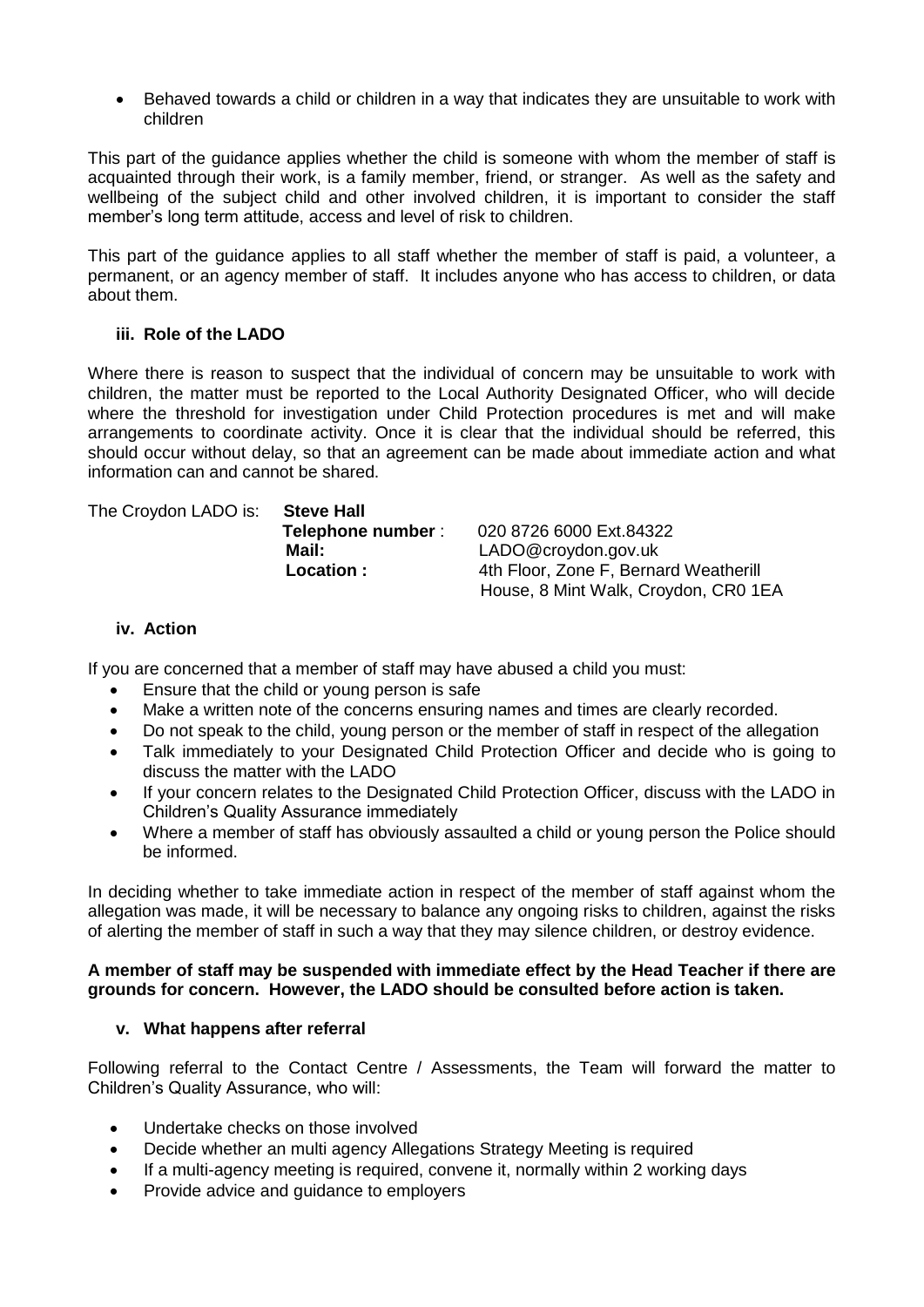- Behaved towards a child or children in a way that indicates they are unsuitable to work with children

This part of the guidance applies whether the child is someone with whom the member of staff is acquainted through their work, is a family member, friend, or stranger. As well as the safety and wellbeing of the subject child and other involved children, it is important to consider the staff member's long term attitude, access and level of risk to children.

This part of the guidance applies to all staff whether the member of staff is paid, a volunteer, a permanent, or an agency member of staff. It includes anyone who has access to children, or data about them.

### iii. Role of the LADO

Where there is reason to suspect that the individual of concern may be unsuitable to work with children, the matter must be reported to the Local Authority Designated Officer, who will decide where the threshold for investigation under Child Protection procedures is met and will make arrangements to coordinate activity. Once it is clear that the individual should be referred, this should occur without delay, so that an agreement can be made about immediate action and what information can and cannot be shared.

The Croydon LADO is: **Steve Hall**

**Telephone number** : 020 8726 6000 Ext.84322
**Mail:** LADO@croydon.gov.uk
**Location :** 4th Floor, Zone F, Bernard Weatherill House, 8 Mint Walk, Croydon, CR0 1EA

### iv. Action

If you are concerned that a member of staff may have abused a child you must:

- Ensure that the child or young person is safe
- Make a written note of the concerns ensuring names and times are clearly recorded.
- Do not speak to the child, young person or the member of staff in respect of the allegation
- Talk immediately to your Designated Child Protection Officer and decide who is going to discuss the matter with the LADO
- If your concern relates to the Designated Child Protection Officer, discuss with the LADO in Children's Quality Assurance immediately
- Where a member of staff has obviously assaulted a child or young person the Police should be informed.

In deciding whether to take immediate action in respect of the member of staff against whom the allegation was made, it will be necessary to balance any ongoing risks to children, against the risks of alerting the member of staff in such a way that they may silence children, or destroy evidence.

**A member of staff may be suspended with immediate effect by the Head Teacher if there are grounds for concern. However, the LADO should be consulted before action is taken.**

### v. What happens after referral

Following referral to the Contact Centre / Assessments, the Team will forward the matter to Children's Quality Assurance, who will:

- Undertake checks on those involved
- Decide whether an multi agency Allegations Strategy Meeting is required
- If a multi-agency meeting is required, convene it, normally within 2 working days
- Provide advice and guidance to employers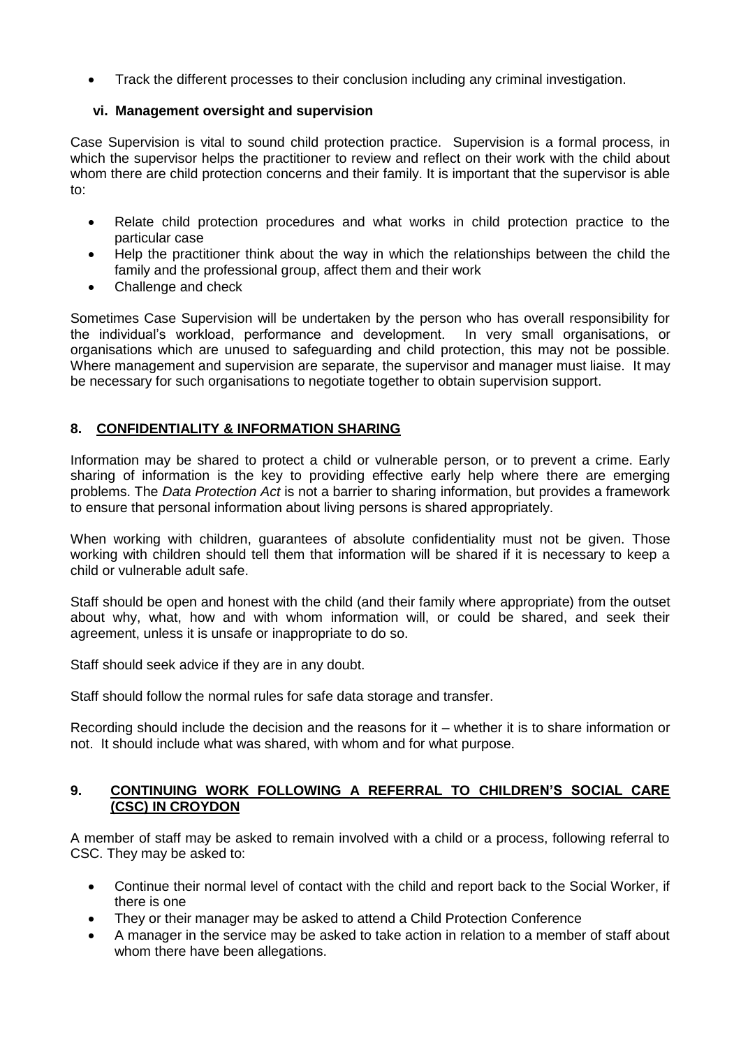- Track the different processes to their conclusion including any criminal investigation.

### vi. Management oversight and supervision

Case Supervision is vital to sound child protection practice. Supervision is a formal process, in which the supervisor helps the practitioner to review and reflect on their work with the child about whom there are child protection concerns and their family. It is important that the supervisor is able to:

- Relate child protection procedures and what works in child protection practice to the particular case
- Help the practitioner think about the way in which the relationships between the child the family and the professional group, affect them and their work
- Challenge and check

Sometimes Case Supervision will be undertaken by the person who has overall responsibility for the individual's workload, performance and development. In very small organisations, or organisations which are unused to safeguarding and child protection, this may not be possible. Where management and supervision are separate, the supervisor and manager must liaise. It may be necessary for such organisations to negotiate together to obtain supervision support.

## 8. CONFIDENTIALITY & INFORMATION SHARING

Information may be shared to protect a child or vulnerable person, or to prevent a crime. Early sharing of information is the key to providing effective early help where there are emerging problems. The *Data Protection Act* is not a barrier to sharing information, but provides a framework to ensure that personal information about living persons is shared appropriately.

When working with children, guarantees of absolute confidentiality must not be given. Those working with children should tell them that information will be shared if it is necessary to keep a child or vulnerable adult safe.

Staff should be open and honest with the child (and their family where appropriate) from the outset about why, what, how and with whom information will, or could be shared, and seek their agreement, unless it is unsafe or inappropriate to do so.

Staff should seek advice if they are in any doubt.

Staff should follow the normal rules for safe data storage and transfer.

Recording should include the decision and the reasons for it – whether it is to share information or not. It should include what was shared, with whom and for what purpose.

## 9. CONTINUING WORK FOLLOWING A REFERRAL TO CHILDREN'S SOCIAL CARE (CSC) IN CROYDON

A member of staff may be asked to remain involved with a child or a process, following referral to CSC. They may be asked to:

- Continue their normal level of contact with the child and report back to the Social Worker, if there is one
- They or their manager may be asked to attend a Child Protection Conference
- A manager in the service may be asked to take action in relation to a member of staff about whom there have been allegations.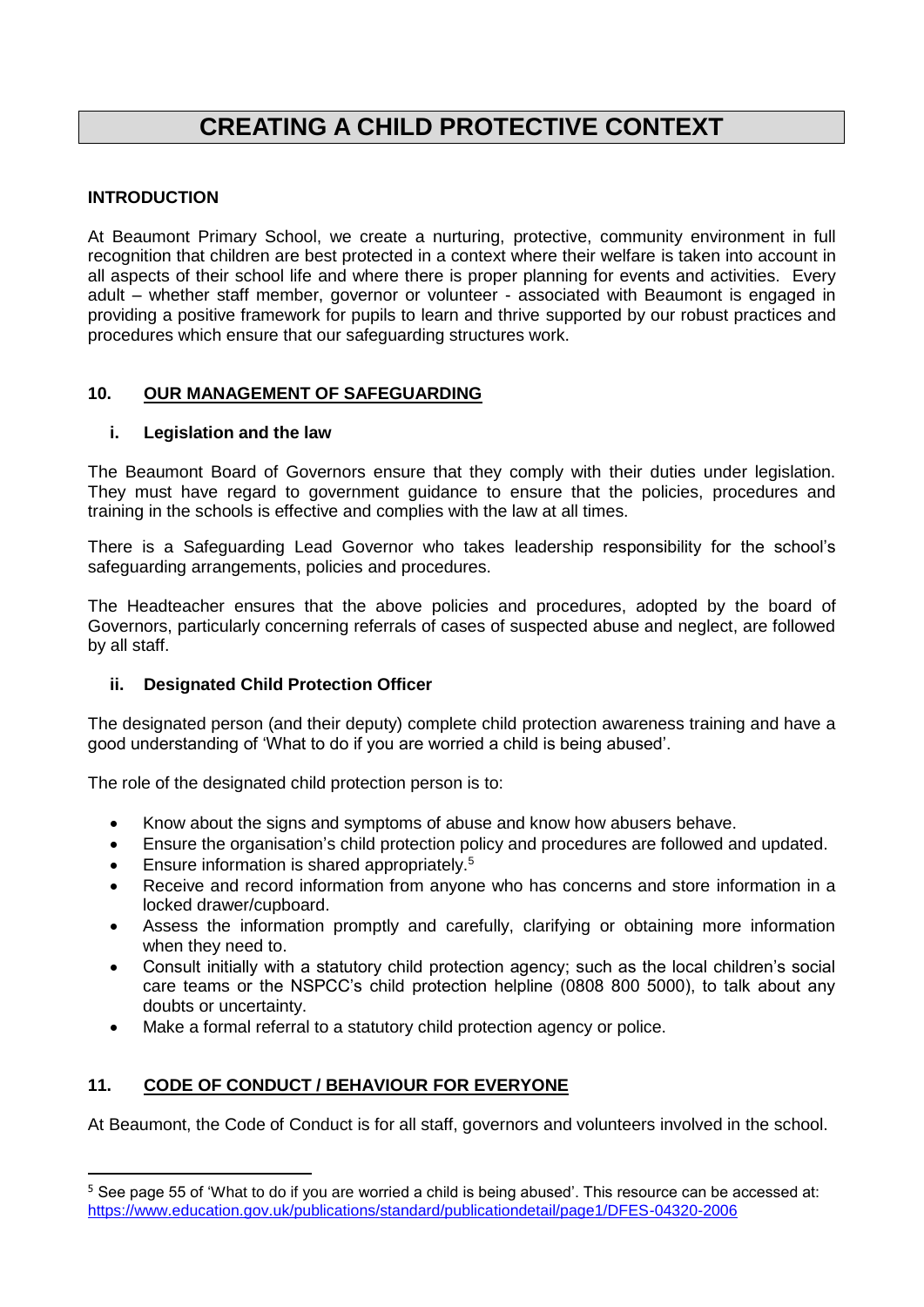# CREATING A CHILD PROTECTIVE CONTEXT

### INTRODUCTION

At Beaumont Primary School, we create a nurturing, protective, community environment in full recognition that children are best protected in a context where their welfare is taken into account in all aspects of their school life and where there is proper planning for events and activities. Every adult – whether staff member, governor or volunteer - associated with Beaumont is engaged in providing a positive framework for pupils to learn and thrive supported by our robust practices and procedures which ensure that our safeguarding structures work.

## 10. OUR MANAGEMENT OF SAFEGUARDING

### i. Legislation and the law

The Beaumont Board of Governors ensure that they comply with their duties under legislation. They must have regard to government guidance to ensure that the policies, procedures and training in the schools is effective and complies with the law at all times.

There is a Safeguarding Lead Governor who takes leadership responsibility for the school's safeguarding arrangements, policies and procedures.

The Headteacher ensures that the above policies and procedures, adopted by the board of Governors, particularly concerning referrals of cases of suspected abuse and neglect, are followed by all staff.

### ii. Designated Child Protection Officer

The designated person (and their deputy) complete child protection awareness training and have a good understanding of 'What to do if you are worried a child is being abused'.

The role of the designated child protection person is to:

- Know about the signs and symptoms of abuse and know how abusers behave.
- Ensure the organisation's child protection policy and procedures are followed and updated.
- Ensure information is shared appropriately.[5]
- Receive and record information from anyone who has concerns and store information in a locked drawer/cupboard.
- Assess the information promptly and carefully, clarifying or obtaining more information when they need to.
- Consult initially with a statutory child protection agency; such as the local children's social care teams or the NSPCC's child protection helpline (0808 800 5000), to talk about any doubts or uncertainty.
- Make a formal referral to a statutory child protection agency or police.

## 11. CODE OF CONDUCT / BEHAVIOUR FOR EVERYONE

At Beaumont, the Code of Conduct is for all staff, governors and volunteers involved in the school.

---

[5] See page 55 of 'What to do if you are worried a child is being abused'. This resource can be accessed at: https://www.education.gov.uk/publications/standard/publicationdetail/page1/DFES-04320-2006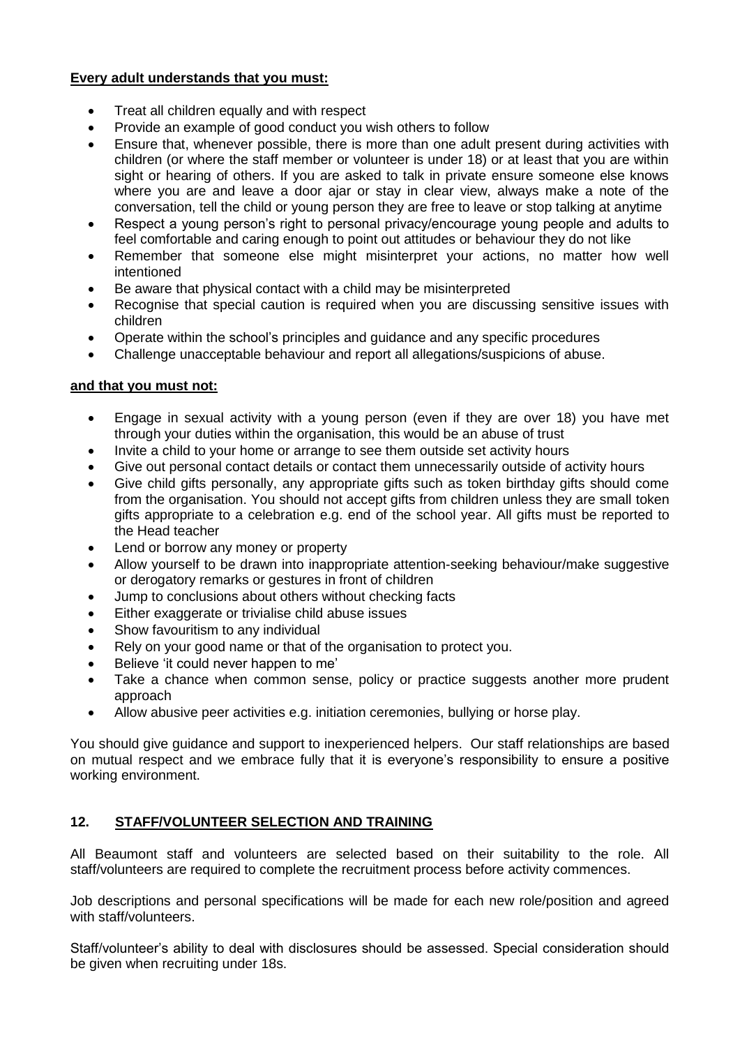**Every adult understands that you must:**

- Treat all children equally and with respect
- Provide an example of good conduct you wish others to follow
- Ensure that, whenever possible, there is more than one adult present during activities with children (or where the staff member or volunteer is under 18) or at least that you are within sight or hearing of others. If you are asked to talk in private ensure someone else knows where you are and leave a door ajar or stay in clear view, always make a note of the conversation, tell the child or young person they are free to leave or stop talking at anytime
- Respect a young person's right to personal privacy/encourage young people and adults to feel comfortable and caring enough to point out attitudes or behaviour they do not like
- Remember that someone else might misinterpret your actions, no matter how well intentioned
- Be aware that physical contact with a child may be misinterpreted
- Recognise that special caution is required when you are discussing sensitive issues with children
- Operate within the school's principles and guidance and any specific procedures
- Challenge unacceptable behaviour and report all allegations/suspicions of abuse.

**and that you must not:**

- Engage in sexual activity with a young person (even if they are over 18) you have met through your duties within the organisation, this would be an abuse of trust
- Invite a child to your home or arrange to see them outside set activity hours
- Give out personal contact details or contact them unnecessarily outside of activity hours
- Give child gifts personally, any appropriate gifts such as token birthday gifts should come from the organisation. You should not accept gifts from children unless they are small token gifts appropriate to a celebration e.g. end of the school year. All gifts must be reported to the Head teacher
- Lend or borrow any money or property
- Allow yourself to be drawn into inappropriate attention-seeking behaviour/make suggestive or derogatory remarks or gestures in front of children
- Jump to conclusions about others without checking facts
- Either exaggerate or trivialise child abuse issues
- Show favouritism to any individual
- Rely on your good name or that of the organisation to protect you.
- Believe 'it could never happen to me'
- Take a chance when common sense, policy or practice suggests another more prudent approach
- Allow abusive peer activities e.g. initiation ceremonies, bullying or horse play.

You should give guidance and support to inexperienced helpers. Our staff relationships are based on mutual respect and we embrace fully that it is everyone's responsibility to ensure a positive working environment.

## 12. STAFF/VOLUNTEER SELECTION AND TRAINING

All Beaumont staff and volunteers are selected based on their suitability to the role. All staff/volunteers are required to complete the recruitment process before activity commences.

Job descriptions and personal specifications will be made for each new role/position and agreed with staff/volunteers.

Staff/volunteer's ability to deal with disclosures should be assessed. Special consideration should be given when recruiting under 18s.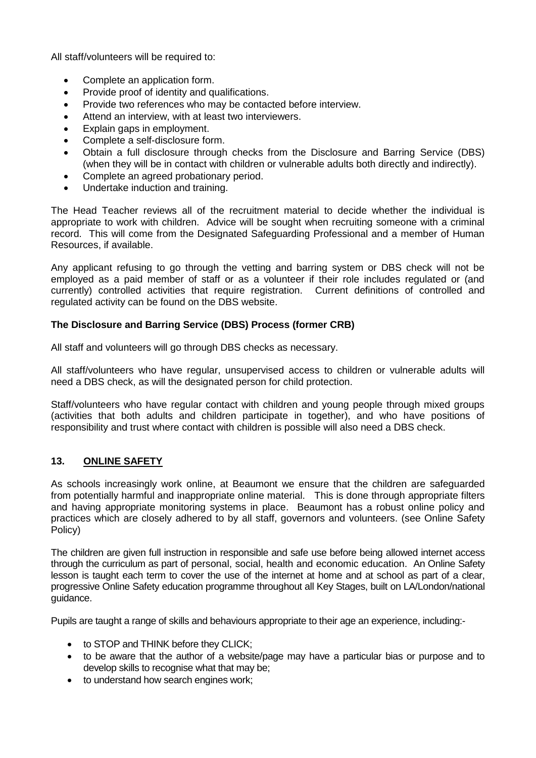All staff/volunteers will be required to:

- Complete an application form.
- Provide proof of identity and qualifications.
- Provide two references who may be contacted before interview.
- Attend an interview, with at least two interviewers.
- Explain gaps in employment.
- Complete a self-disclosure form.
- Obtain a full disclosure through checks from the Disclosure and Barring Service (DBS) (when they will be in contact with children or vulnerable adults both directly and indirectly).
- Complete an agreed probationary period.
- Undertake induction and training.

The Head Teacher reviews all of the recruitment material to decide whether the individual is appropriate to work with children. Advice will be sought when recruiting someone with a criminal record. This will come from the Designated Safeguarding Professional and a member of Human Resources, if available.

Any applicant refusing to go through the vetting and barring system or DBS check will not be employed as a paid member of staff or as a volunteer if their role includes regulated or (and currently) controlled activities that require registration. Current definitions of controlled and regulated activity can be found on the DBS website.

**The Disclosure and Barring Service (DBS) Process (former CRB)**

All staff and volunteers will go through DBS checks as necessary.

All staff/volunteers who have regular, unsupervised access to children or vulnerable adults will need a DBS check, as will the designated person for child protection.

Staff/volunteers who have regular contact with children and young people through mixed groups (activities that both adults and children participate in together), and who have positions of responsibility and trust where contact with children is possible will also need a DBS check.

## 13. ONLINE SAFETY

As schools increasingly work online, at Beaumont we ensure that the children are safeguarded from potentially harmful and inappropriate online material. This is done through appropriate filters and having appropriate monitoring systems in place. Beaumont has a robust online policy and practices which are closely adhered to by all staff, governors and volunteers. (see Online Safety Policy)

The children are given full instruction in responsible and safe use before being allowed internet access through the curriculum as part of personal, social, health and economic education. An Online Safety lesson is taught each term to cover the use of the internet at home and at school as part of a clear, progressive Online Safety education programme throughout all Key Stages, built on LA/London/national guidance.

Pupils are taught a range of skills and behaviours appropriate to their age an experience, including:-

- to STOP and THINK before they CLICK;
- to be aware that the author of a website/page may have a particular bias or purpose and to develop skills to recognise what that may be;
- to understand how search engines work;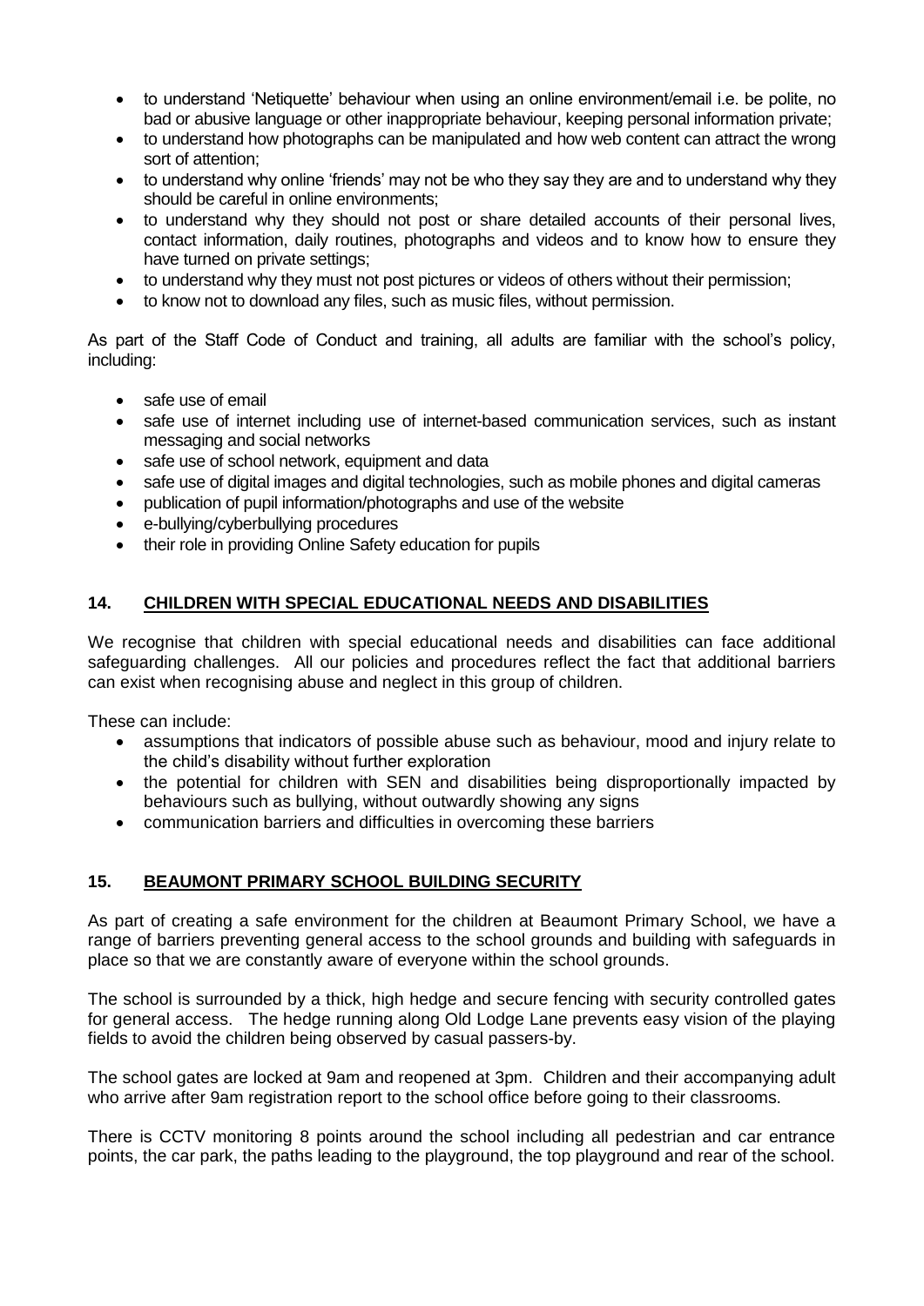- to understand 'Netiquette' behaviour when using an online environment/email i.e. be polite, no bad or abusive language or other inappropriate behaviour, keeping personal information private;
- to understand how photographs can be manipulated and how web content can attract the wrong sort of attention;
- to understand why online 'friends' may not be who they say they are and to understand why they should be careful in online environments;
- to understand why they should not post or share detailed accounts of their personal lives, contact information, daily routines, photographs and videos and to know how to ensure they have turned on private settings;
- to understand why they must not post pictures or videos of others without their permission;
- to know not to download any files, such as music files, without permission.

As part of the Staff Code of Conduct and training, all adults are familiar with the school's policy, including:

- safe use of email
- safe use of internet including use of internet-based communication services, such as instant messaging and social networks
- safe use of school network, equipment and data
- safe use of digital images and digital technologies, such as mobile phones and digital cameras
- publication of pupil information/photographs and use of the website
- e-bullying/cyberbullying procedures
- their role in providing Online Safety education for pupils

## 14. CHILDREN WITH SPECIAL EDUCATIONAL NEEDS AND DISABILITIES

We recognise that children with special educational needs and disabilities can face additional safeguarding challenges. All our policies and procedures reflect the fact that additional barriers can exist when recognising abuse and neglect in this group of children.

These can include:

- assumptions that indicators of possible abuse such as behaviour, mood and injury relate to the child's disability without further exploration
- the potential for children with SEN and disabilities being disproportionally impacted by behaviours such as bullying, without outwardly showing any signs
- communication barriers and difficulties in overcoming these barriers

## 15. BEAUMONT PRIMARY SCHOOL BUILDING SECURITY

As part of creating a safe environment for the children at Beaumont Primary School, we have a range of barriers preventing general access to the school grounds and building with safeguards in place so that we are constantly aware of everyone within the school grounds.

The school is surrounded by a thick, high hedge and secure fencing with security controlled gates for general access. The hedge running along Old Lodge Lane prevents easy vision of the playing fields to avoid the children being observed by casual passers-by.

The school gates are locked at 9am and reopened at 3pm. Children and their accompanying adult who arrive after 9am registration report to the school office before going to their classrooms.

There is CCTV monitoring 8 points around the school including all pedestrian and car entrance points, the car park, the paths leading to the playground, the top playground and rear of the school.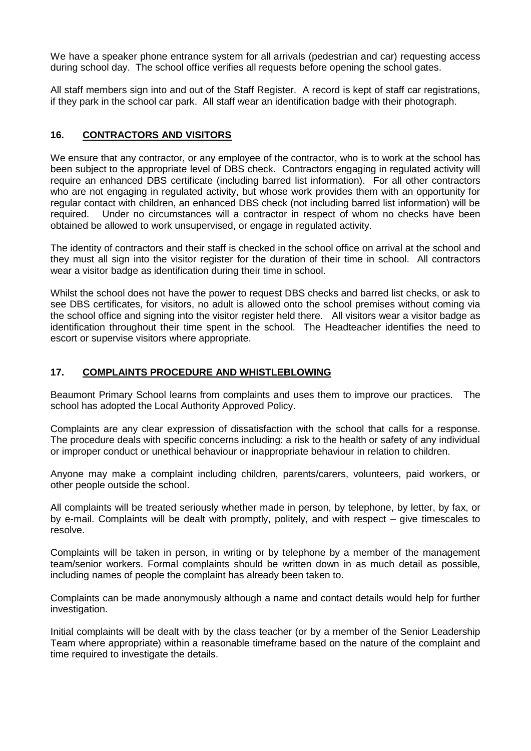We have a speaker phone entrance system for all arrivals (pedestrian and car) requesting access during school day. The school office verifies all requests before opening the school gates.

All staff members sign into and out of the Staff Register. A record is kept of staff car registrations, if they park in the school car park. All staff wear an identification badge with their photograph.

## 16. <u>CONTRACTORS AND VISITORS</u>

We ensure that any contractor, or any employee of the contractor, who is to work at the school has been subject to the appropriate level of DBS check. Contractors engaging in regulated activity will require an enhanced DBS certificate (including barred list information). For all other contractors who are not engaging in regulated activity, but whose work provides them with an opportunity for regular contact with children, an enhanced DBS check (not including barred list information) will be required. Under no circumstances will a contractor in respect of whom no checks have been obtained be allowed to work unsupervised, or engage in regulated activity.

The identity of contractors and their staff is checked in the school office on arrival at the school and they must all sign into the visitor register for the duration of their time in school. All contractors wear a visitor badge as identification during their time in school.

Whilst the school does not have the power to request DBS checks and barred list checks, or ask to see DBS certificates, for visitors, no adult is allowed onto the school premises without coming via the school office and signing into the visitor register held there. All visitors wear a visitor badge as identification throughout their time spent in the school. The Headteacher identifies the need to escort or supervise visitors where appropriate.

## 17. <u>COMPLAINTS PROCEDURE AND WHISTLEBLOWING</u>

Beaumont Primary School learns from complaints and uses them to improve our practices. The school has adopted the Local Authority Approved Policy.

Complaints are any clear expression of dissatisfaction with the school that calls for a response. The procedure deals with specific concerns including: a risk to the health or safety of any individual or improper conduct or unethical behaviour or inappropriate behaviour in relation to children.

Anyone may make a complaint including children, parents/carers, volunteers, paid workers, or other people outside the school.

All complaints will be treated seriously whether made in person, by telephone, by letter, by fax, or by e-mail. Complaints will be dealt with promptly, politely, and with respect – give timescales to resolve.

Complaints will be taken in person, in writing or by telephone by a member of the management team/senior workers. Formal complaints should be written down in as much detail as possible, including names of people the complaint has already been taken to.

Complaints can be made anonymously although a name and contact details would help for further investigation.

Initial complaints will be dealt with by the class teacher (or by a member of the Senior Leadership Team where appropriate) within a reasonable timeframe based on the nature of the complaint and time required to investigate the details.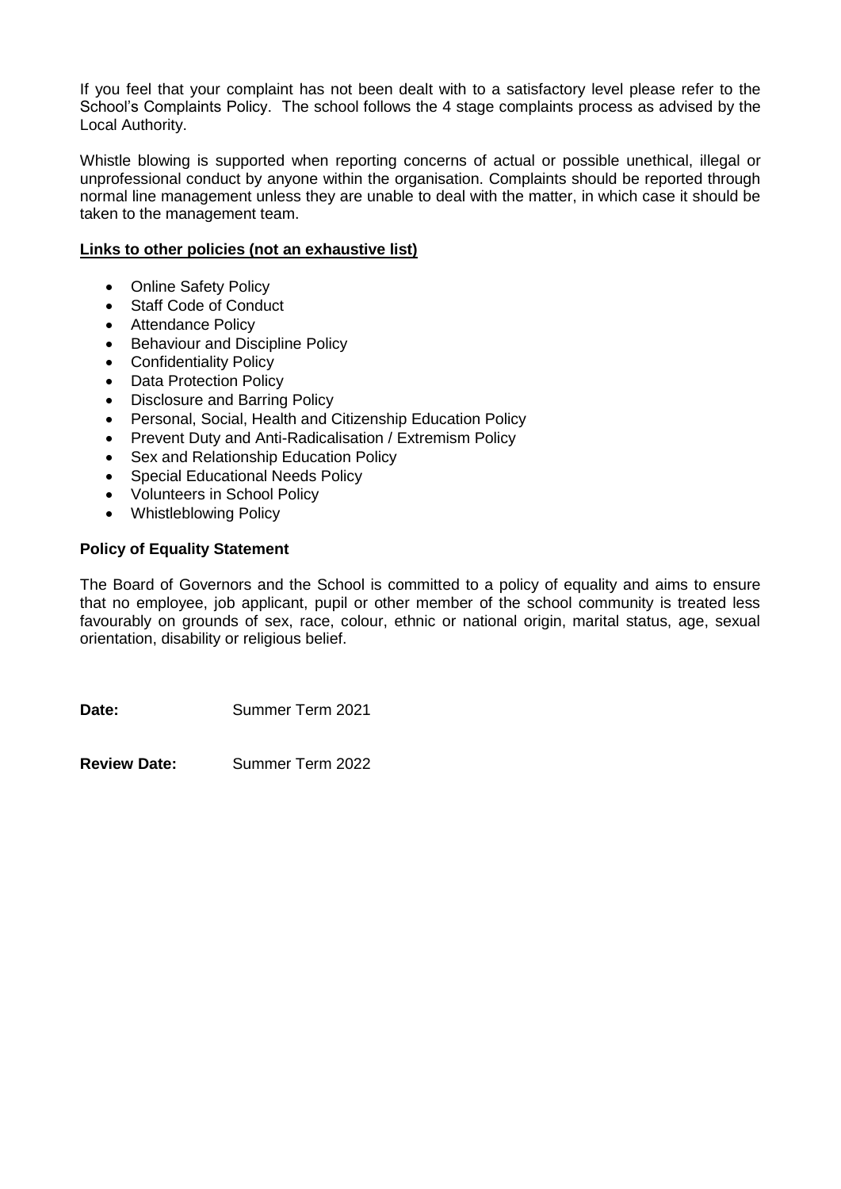If you feel that your complaint has not been dealt with to a satisfactory level please refer to the School's Complaints Policy. The school follows the 4 stage complaints process as advised by the Local Authority.

Whistle blowing is supported when reporting concerns of actual or possible unethical, illegal or unprofessional conduct by anyone within the organisation. Complaints should be reported through normal line management unless they are unable to deal with the matter, in which case it should be taken to the management team.

**Links to other policies (not an exhaustive list)**

- Online Safety Policy
- Staff Code of Conduct
- Attendance Policy
- Behaviour and Discipline Policy
- Confidentiality Policy
- Data Protection Policy
- Disclosure and Barring Policy
- Personal, Social, Health and Citizenship Education Policy
- Prevent Duty and Anti-Radicalisation / Extremism Policy
- Sex and Relationship Education Policy
- Special Educational Needs Policy
- Volunteers in School Policy
- Whistleblowing Policy

**Policy of Equality Statement**

The Board of Governors and the School is committed to a policy of equality and aims to ensure that no employee, job applicant, pupil or other member of the school community is treated less favourably on grounds of sex, race, colour, ethnic or national origin, marital status, age, sexual orientation, disability or religious belief.

**Date:** Summer Term 2021

**Review Date:** Summer Term 2022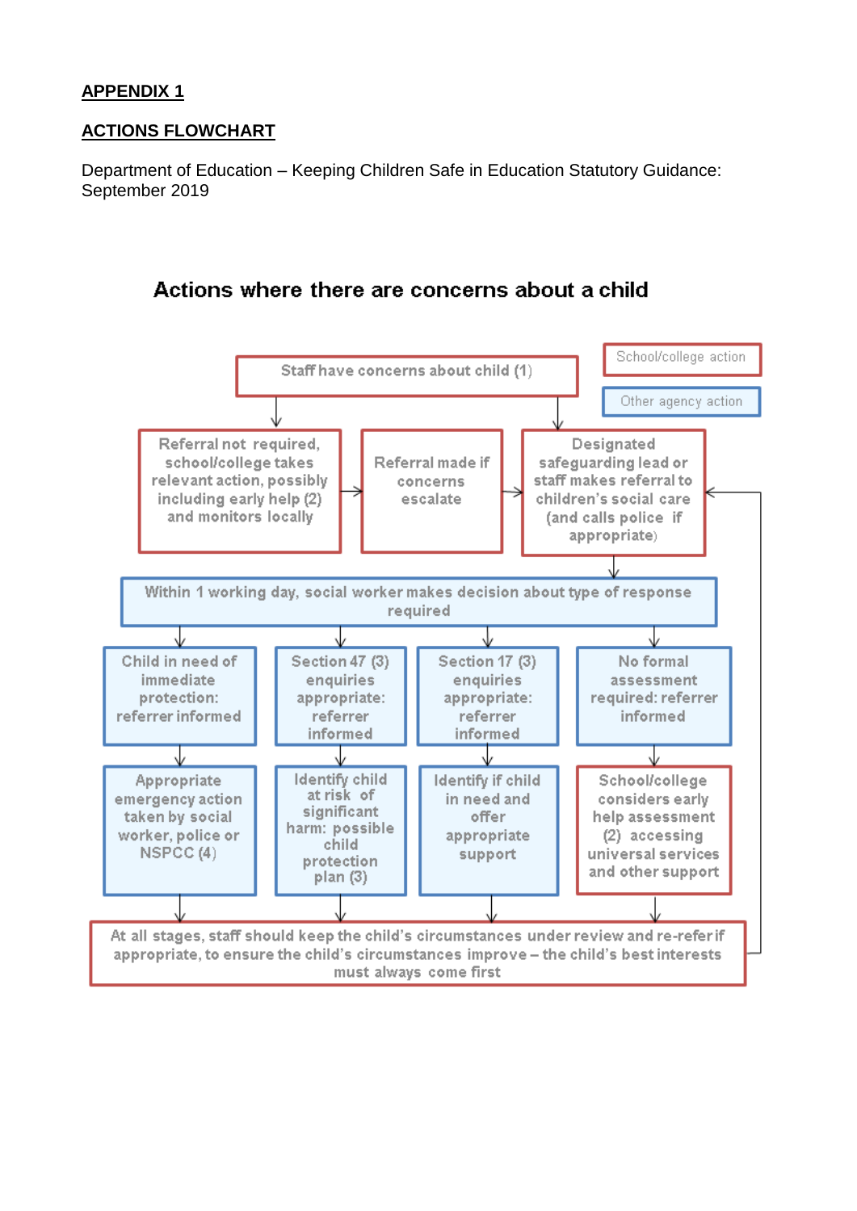**APPENDIX 1**

**ACTIONS FLOWCHART**

Department of Education – Keeping Children Safe in Education Statutory Guidance: September 2019

## Actions where there are concerns about a child

School/college action

Other agency action

Staff have concerns about child (1)

Referral not required, school/college takes relevant action, possibly including early help (2) and monitors locally

Referral made if concerns escalate

Designated safeguarding lead or staff makes referral to children's social care (and calls police if appropriate)

Within 1 working day, social worker makes decision about type of response required

Child in need of immediate protection: referrer informed

Section 47 (3) enquiries appropriate: referrer informed

Section 17 (3) enquiries appropriate: referrer informed

No formal assessment required: referrer informed

Appropriate emergency action taken by social worker, police or NSPCC (4)

Identify child at risk of significant harm: possible child protection plan (3)

Identify if child in need and offer appropriate support

School/college considers early help assessment (2) accessing universal services and other support

At all stages, staff should keep the child's circumstances under review and re-refer if appropriate, to ensure the child's circumstances improve – the child's best interests must always come first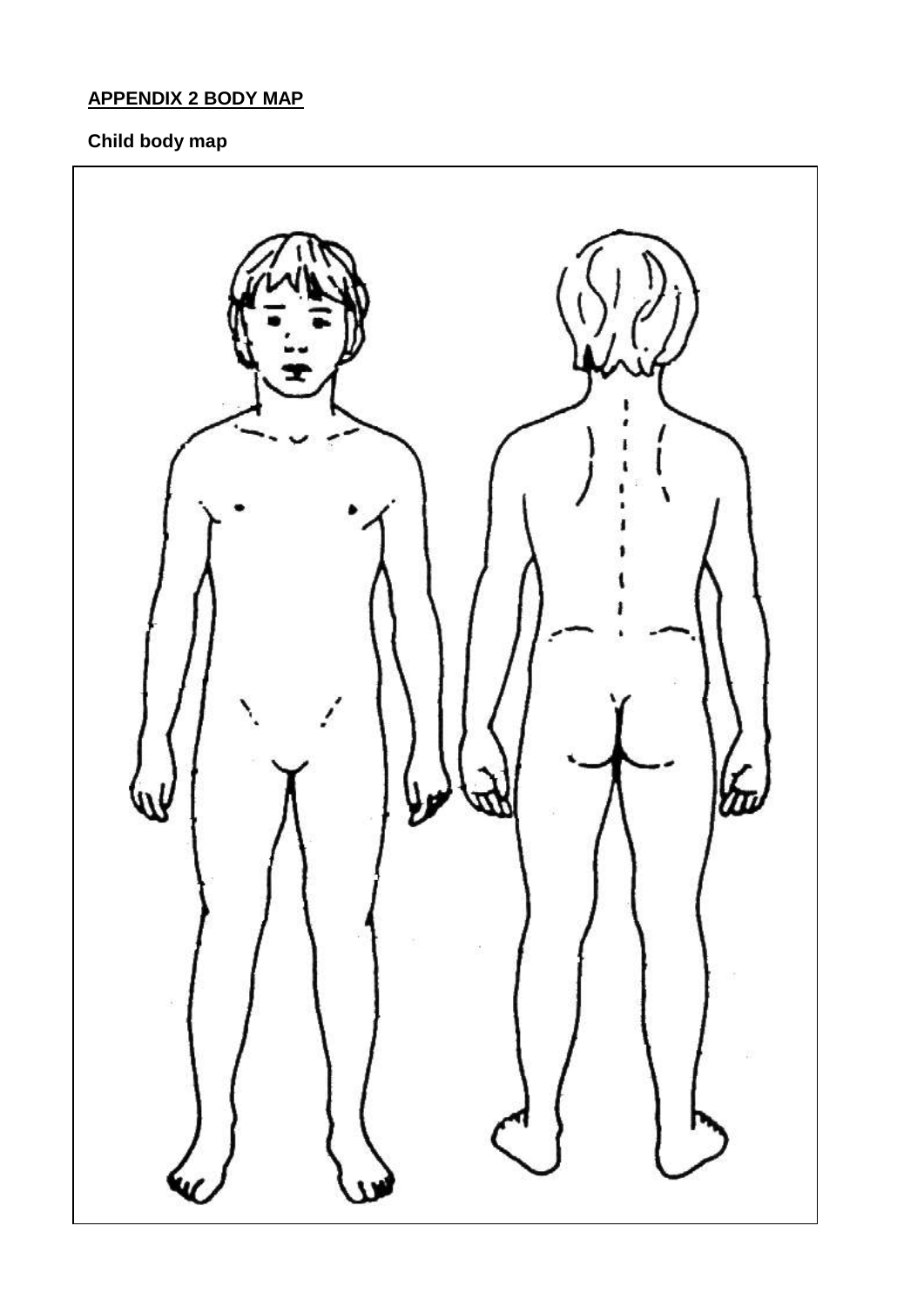## APPENDIX 2 BODY MAP

**Child body map**